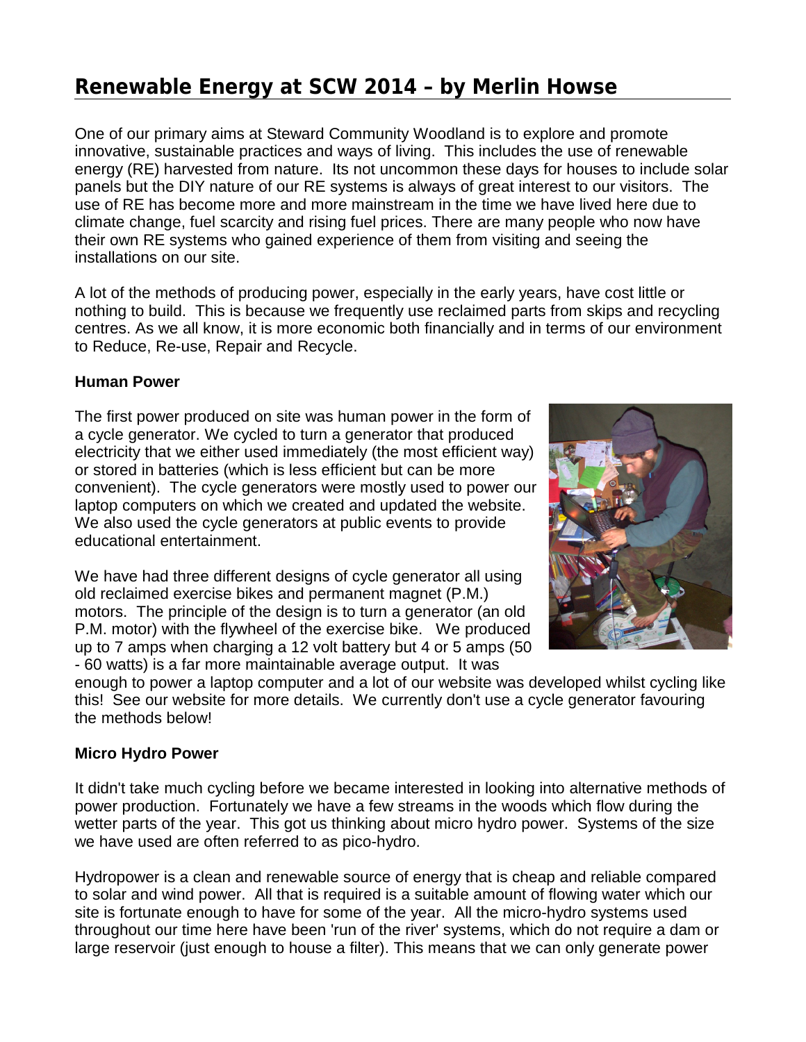# Renewable Energy at SCW 2014 – by Merlin Howse

One of our primary aims at Steward Community Woodland is to explore and promote innovative, sustainable practices and ways of living. This includes the use of renewable energy (RE) harvested from nature. Its not uncommon these days for houses to include solar panels but the DIY nature of our RE systems is always of great interest to our visitors. The use of RE has become more and more mainstream in the time we have lived here due to climate change, fuel scarcity and rising fuel prices. There are many people who now have their own RE systems who gained experience of them from visiting and seeing the installations on our site.

A lot of the methods of producing power, especially in the early years, have cost little or nothing to build. This is because we frequently use reclaimed parts from skips and recycling centres. As we all know, it is more economic both financially and in terms of our environment to Reduce, Re-use, Repair and Recycle.

**Human Power**

The first power produced on site was human power in the form of a cycle generator. We cycled to turn a generator that produced electricity that we either used immediately (the most efficient way) or stored in batteries (which is less efficient but can be more convenient). The cycle generators were mostly used to power our laptop computers on which we created and updated the website. We also used the cycle generators at public events to provide educational entertainment.

We have had three different designs of cycle generator all using old reclaimed exercise bikes and permanent magnet (P.M.) motors. The principle of the design is to turn a generator (an old P.M. motor) with the flywheel of the exercise bike. We produced up to 7 amps when charging a 12 volt battery but 4 or 5 amps (50 - 60 watts) is a far more maintainable average output. It was enough to power a laptop computer and a lot of our website was developed whilst cycling like this! See our website for more details. We currently don't use a cycle generator favouring the methods below!

**Micro Hydro Power**

It didn't take much cycling before we became interested in looking into alternative methods of power production. Fortunately we have a few streams in the woods which flow during the wetter parts of the year. This got us thinking about micro hydro power. Systems of the size we have used are often referred to as pico-hydro.

Hydropower is a clean and renewable source of energy that is cheap and reliable compared to solar and wind power. All that is required is a suitable amount of flowing water which our site is fortunate enough to have for some of the year. All the micro-hydro systems used throughout our time here have been 'run of the river' systems, which do not require a dam or large reservoir (just enough to house a filter). This means that we can only generate power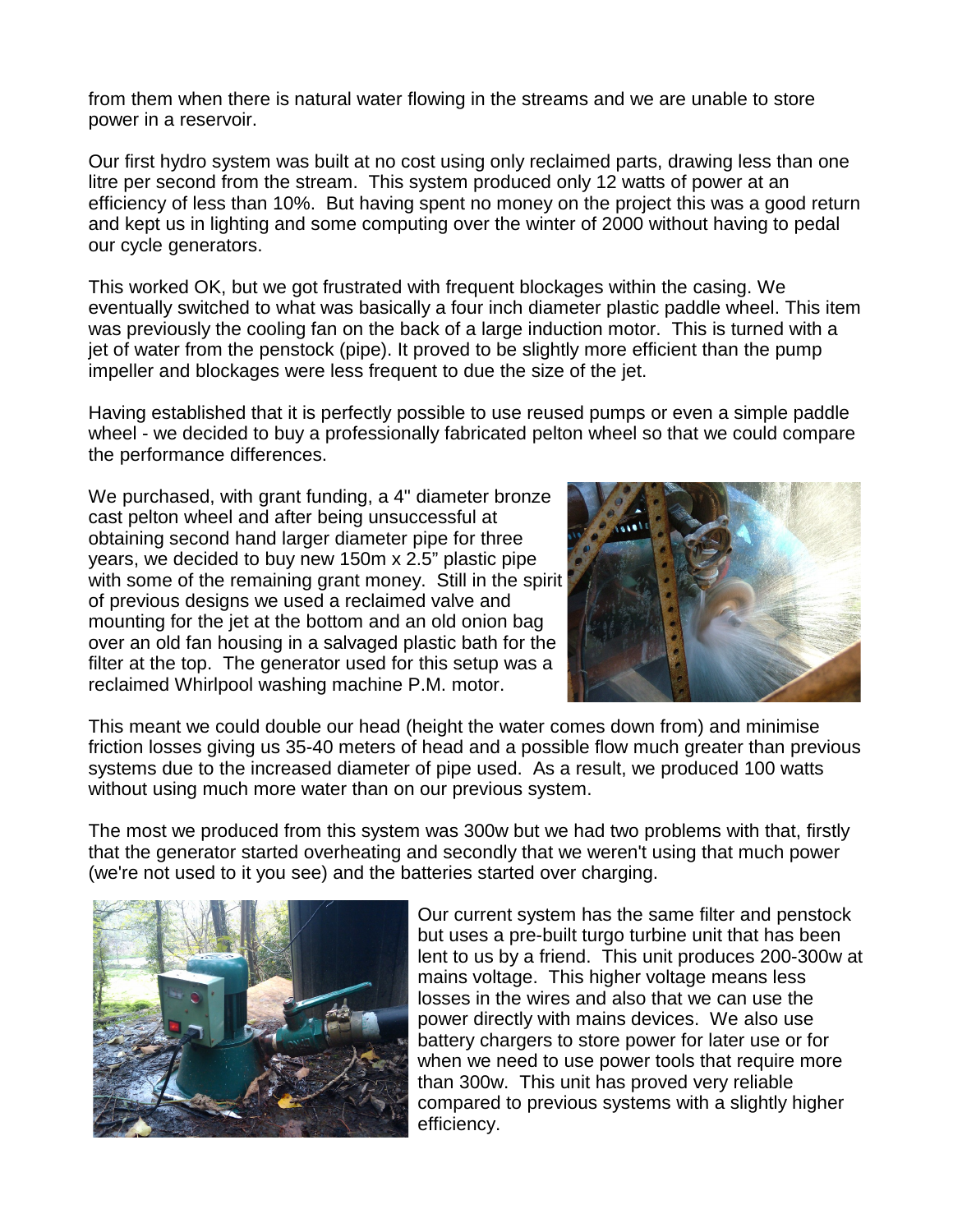from them when there is natural water flowing in the streams and we are unable to store power in a reservoir.

Our first hydro system was built at no cost using only reclaimed parts, drawing less than one litre per second from the stream. This system produced only 12 watts of power at an efficiency of less than 10%. But having spent no money on the project this was a good return and kept us in lighting and some computing over the winter of 2000 without having to pedal our cycle generators.

This worked OK, but we got frustrated with frequent blockages within the casing. We eventually switched to what was basically a four inch diameter plastic paddle wheel. This item was previously the cooling fan on the back of a large induction motor. This is turned with a jet of water from the penstock (pipe). It proved to be slightly more efficient than the pump impeller and blockages were less frequent to due the size of the jet.

Having established that it is perfectly possible to use reused pumps or even a simple paddle wheel - we decided to buy a professionally fabricated pelton wheel so that we could compare the performance differences.

We purchased, with grant funding, a 4" diameter bronze cast pelton wheel and after being unsuccessful at obtaining second hand larger diameter pipe for three years, we decided to buy new 150m x 2.5" plastic pipe with some of the remaining grant money. Still in the spirit of previous designs we used a reclaimed valve and mounting for the jet at the bottom and an old onion bag over an old fan housing in a salvaged plastic bath for the filter at the top. The generator used for this setup was a reclaimed Whirlpool washing machine P.M. motor.

This meant we could double our head (height the water comes down from) and minimise friction losses giving us 35-40 meters of head and a possible flow much greater than previous systems due to the increased diameter of pipe used. As a result, we produced 100 watts without using much more water than on our previous system.

The most we produced from this system was 300w but we had two problems with that, firstly that the generator started overheating and secondly that we weren't using that much power (we're not used to it you see) and the batteries started over charging.

Our current system has the same filter and penstock but uses a pre-built turgo turbine unit that has been lent to us by a friend. This unit produces 200-300w at mains voltage. This higher voltage means less losses in the wires and also that we can use the power directly with mains devices. We also use battery chargers to store power for later use or for when we need to use power tools that require more than 300w. This unit has proved very reliable compared to previous systems with a slightly higher efficiency.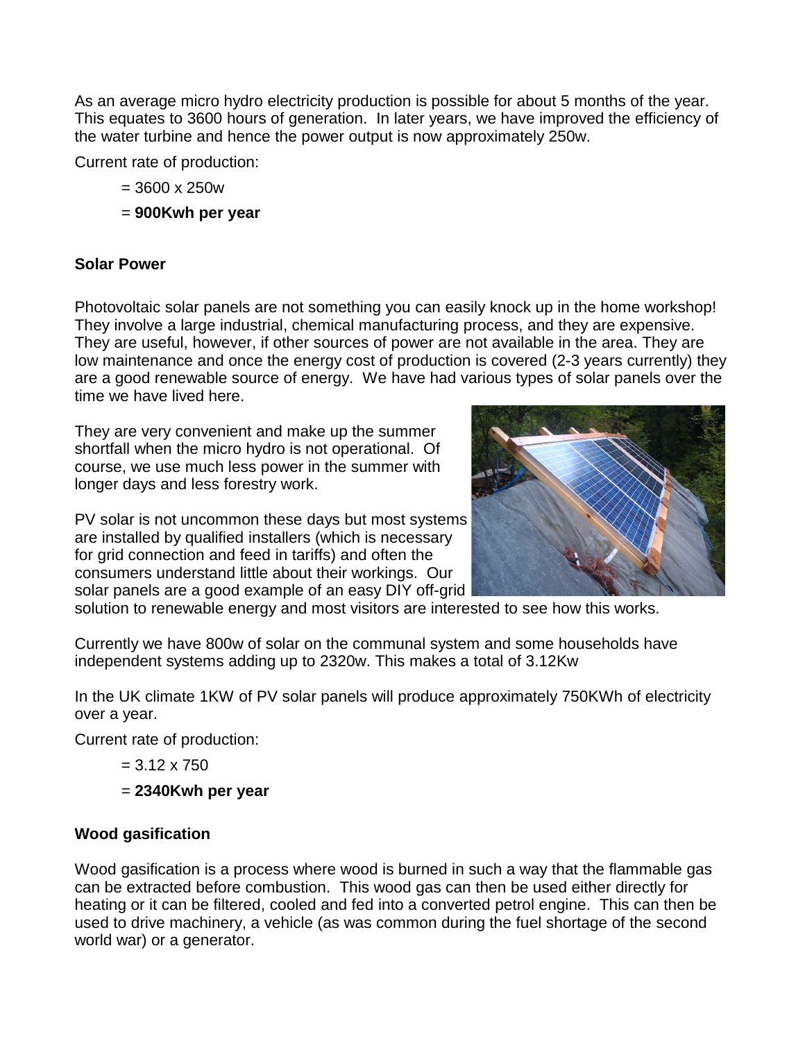As an average micro hydro electricity production is possible for about 5 months of the year. This equates to 3600 hours of generation. In later years, we have improved the efficiency of the water turbine and hence the power output is now approximately 250w.

Current rate of production:

= 3600 x 250w

= **900Kwh per year**

**Solar Power**

Photovoltaic solar panels are not something you can easily knock up in the home workshop! They involve a large industrial, chemical manufacturing process, and they are expensive. They are useful, however, if other sources of power are not available in the area. They are low maintenance and once the energy cost of production is covered (2-3 years currently) they are a good renewable source of energy. We have had various types of solar panels over the time we have lived here.

They are very convenient and make up the summer shortfall when the micro hydro is not operational. Of course, we use much less power in the summer with longer days and less forestry work.

PV solar is not uncommon these days but most systems are installed by qualified installers (which is necessary for grid connection and feed in tariffs) and often the consumers understand little about their workings. Our solar panels are a good example of an easy DIY off-grid solution to renewable energy and most visitors are interested to see how this works.

Currently we have 800w of solar on the communal system and some households have independent systems adding up to 2320w. This makes a total of 3.12Kw

In the UK climate 1KW of PV solar panels will produce approximately 750KWh of electricity over a year.

Current rate of production:

= 3.12 x 750

= **2340Kwh per year**

**Wood gasification**

Wood gasification is a process where wood is burned in such a way that the flammable gas can be extracted before combustion. This wood gas can then be used either directly for heating or it can be filtered, cooled and fed into a converted petrol engine. This can then be used to drive machinery, a vehicle (as was common during the fuel shortage of the second world war) or a generator.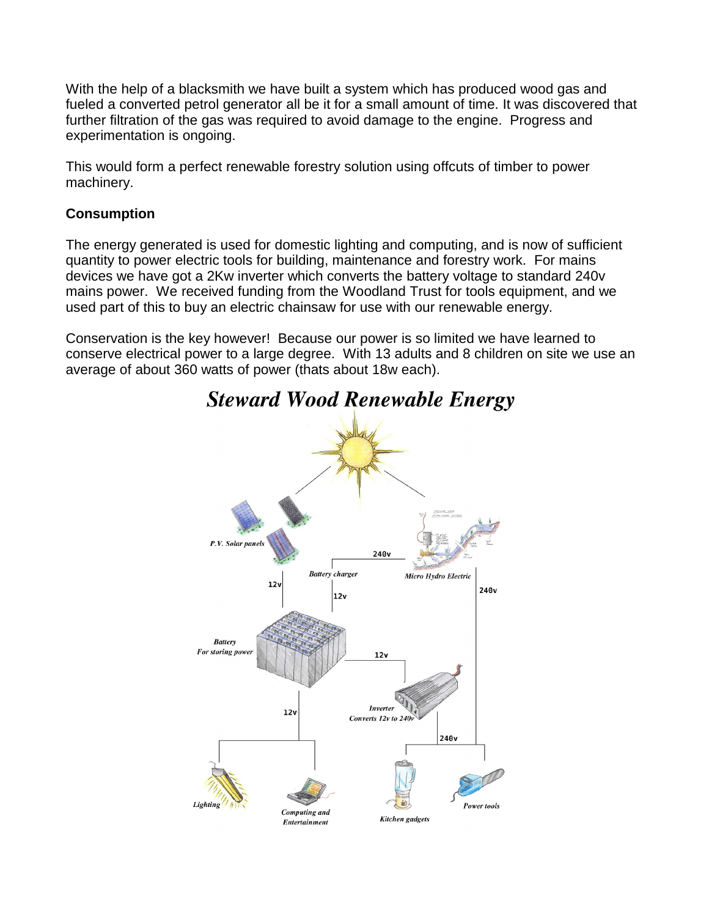With the help of a blacksmith we have built a system which has produced wood gas and fueled a converted petrol generator all be it for a small amount of time. It was discovered that further filtration of the gas was required to avoid damage to the engine. Progress and experimentation is ongoing.

This would form a perfect renewable forestry solution using offcuts of timber to power machinery.

**Consumption**

The energy generated is used for domestic lighting and computing, and is now of sufficient quantity to power electric tools for building, maintenance and forestry work. For mains devices we have got a 2Kw inverter which converts the battery voltage to standard 240v mains power. We received funding from the Woodland Trust for tools equipment, and we used part of this to buy an electric chainsaw for use with our renewable energy.

Conservation is the key however! Because our power is so limited we have learned to conserve electrical power to a large degree. With 13 adults and 8 children on site we use an average of about 360 watts of power (thats about 18w each).

***Steward Wood Renewable Energy***

P.V. Solar panels
12v
Battery charger
240v
12v
Micro Hydro Electric
240v
Battery
For storing power
12v
12v
Inverter
Converts 12v to 240v
240v
Lighting
Computing and Entertainment
Kitchen gadgets
Power tools